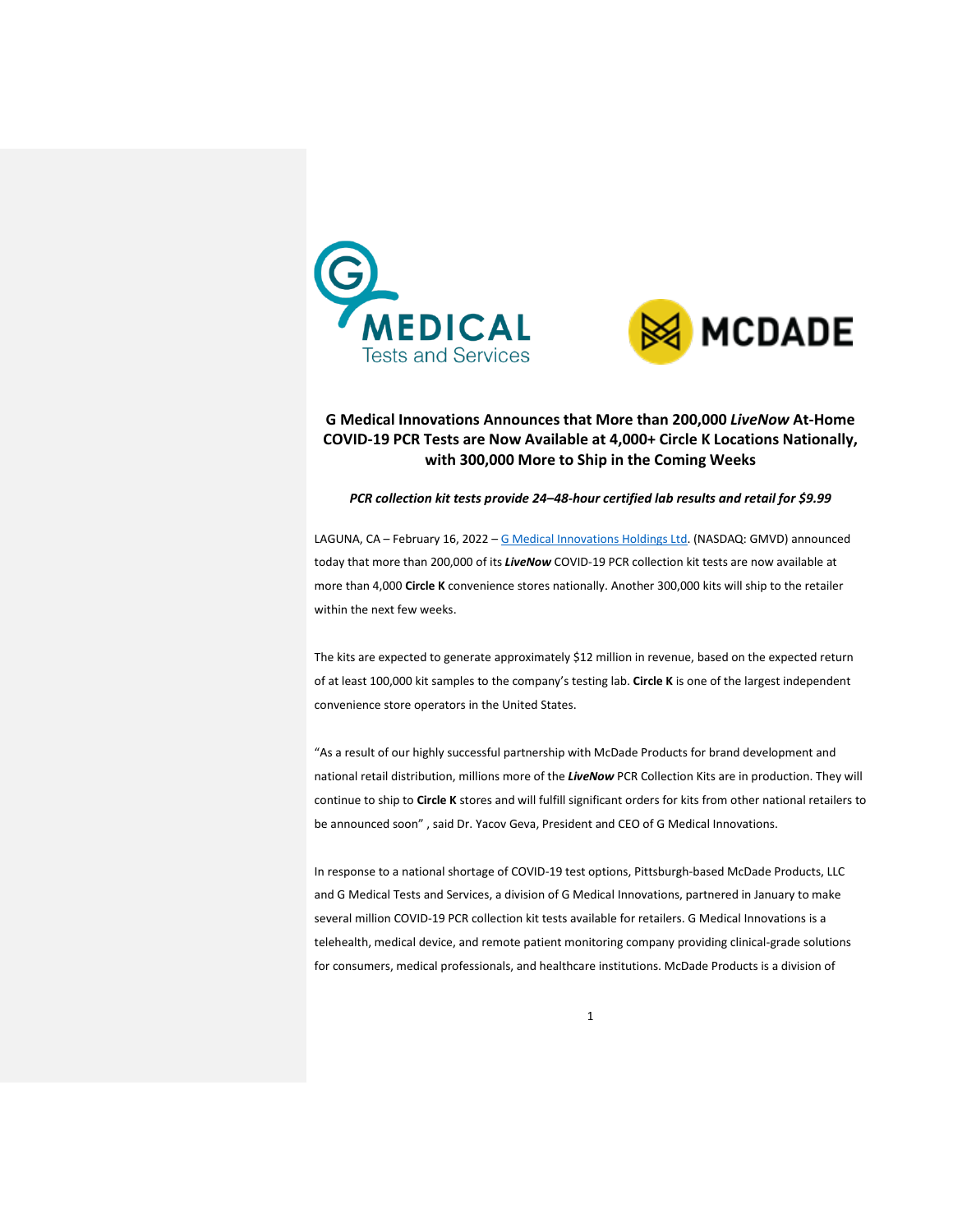# G Medical Innovations Announces that More than 200,000 *LiveNow* At-Home COVID-19 PCR Tests are Now Available at 4,000+ Circle K Locations Nationally, with 300,000 More to Ship in the Coming Weeks

***PCR collection kit tests provide 24–48-hour certified lab results and retail for $9.99***

LAGUNA, CA – February 16, 2022 – G Medical Innovations Holdings Ltd. (NASDAQ: GMVD) announced today that more than 200,000 of its ***LiveNow*** COVID-19 PCR collection kit tests are now available at more than 4,000 **Circle K** convenience stores nationally. Another 300,000 kits will ship to the retailer within the next few weeks.

The kits are expected to generate approximately $12 million in revenue, based on the expected return of at least 100,000 kit samples to the company's testing lab. **Circle K** is one of the largest independent convenience store operators in the United States.

"As a result of our highly successful partnership with McDade Products for brand development and national retail distribution, millions more of the ***LiveNow*** PCR Collection Kits are in production. They will continue to ship to **Circle K** stores and will fulfill significant orders for kits from other national retailers to be announced soon" , said Dr. Yacov Geva, President and CEO of G Medical Innovations.

In response to a national shortage of COVID-19 test options, Pittsburgh-based McDade Products, LLC and G Medical Tests and Services, a division of G Medical Innovations, partnered in January to make several million COVID-19 PCR collection kit tests available for retailers. G Medical Innovations is a telehealth, medical device, and remote patient monitoring company providing clinical-grade solutions for consumers, medical professionals, and healthcare institutions. McDade Products is a division of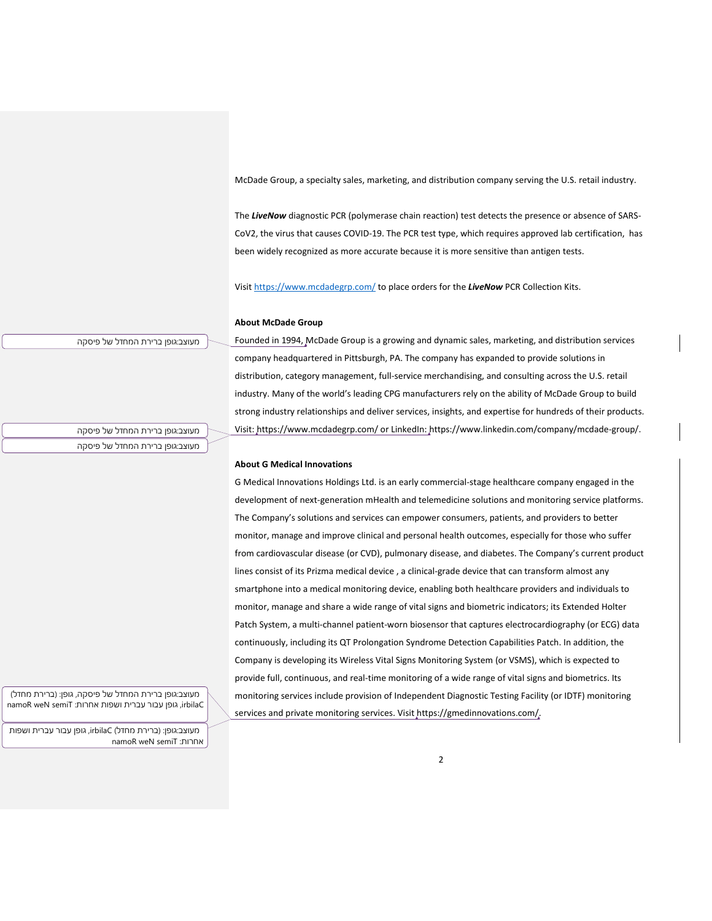McDade Group, a specialty sales, marketing, and distribution company serving the U.S. retail industry.

The ***LiveNow*** diagnostic PCR (polymerase chain reaction) test detects the presence or absence of SARS-CoV2, the virus that causes COVID-19. The PCR test type, which requires approved lab certification, has been widely recognized as more accurate because it is more sensitive than antigen tests.

Visit https://www.mcdadegrp.com/ to place orders for the ***LiveNow*** PCR Collection Kits.

**About McDade Group**

Founded in 1994, McDade Group is a growing and dynamic sales, marketing, and distribution services company headquartered in Pittsburgh, PA. The company has expanded to provide solutions in distribution, category management, full-service merchandising, and consulting across the U.S. retail industry. Many of the world's leading CPG manufacturers rely on the ability of McDade Group to build strong industry relationships and deliver services, insights, and expertise for hundreds of their products. Visit: https://www.mcdadegrp.com/ or LinkedIn: https://www.linkedin.com/company/mcdade-group/.

**About G Medical Innovations**

G Medical Innovations Holdings Ltd. is an early commercial-stage healthcare company engaged in the development of next-generation mHealth and telemedicine solutions and monitoring service platforms. The Company's solutions and services can empower consumers, patients, and providers to better monitor, manage and improve clinical and personal health outcomes, especially for those who suffer from cardiovascular disease (or CVD), pulmonary disease, and diabetes. The Company's current product lines consist of its Prizma medical device , a clinical-grade device that can transform almost any smartphone into a medical monitoring device, enabling both healthcare providers and individuals to monitor, manage and share a wide range of vital signs and biometric indicators; its Extended Holter Patch System, a multi-channel patient-worn biosensor that captures electrocardiography (or ECG) data continuously, including its QT Prolongation Syndrome Detection Capabilities Patch. In addition, the Company is developing its Wireless Vital Signs Monitoring System (or VSMS), which is expected to provide full, continuous, and real-time monitoring of a wide range of vital signs and biometrics. Its monitoring services include provision of Independent Diagnostic Testing Facility (or IDTF) monitoring services and private monitoring services. Visit https://gmedinnovations.com/.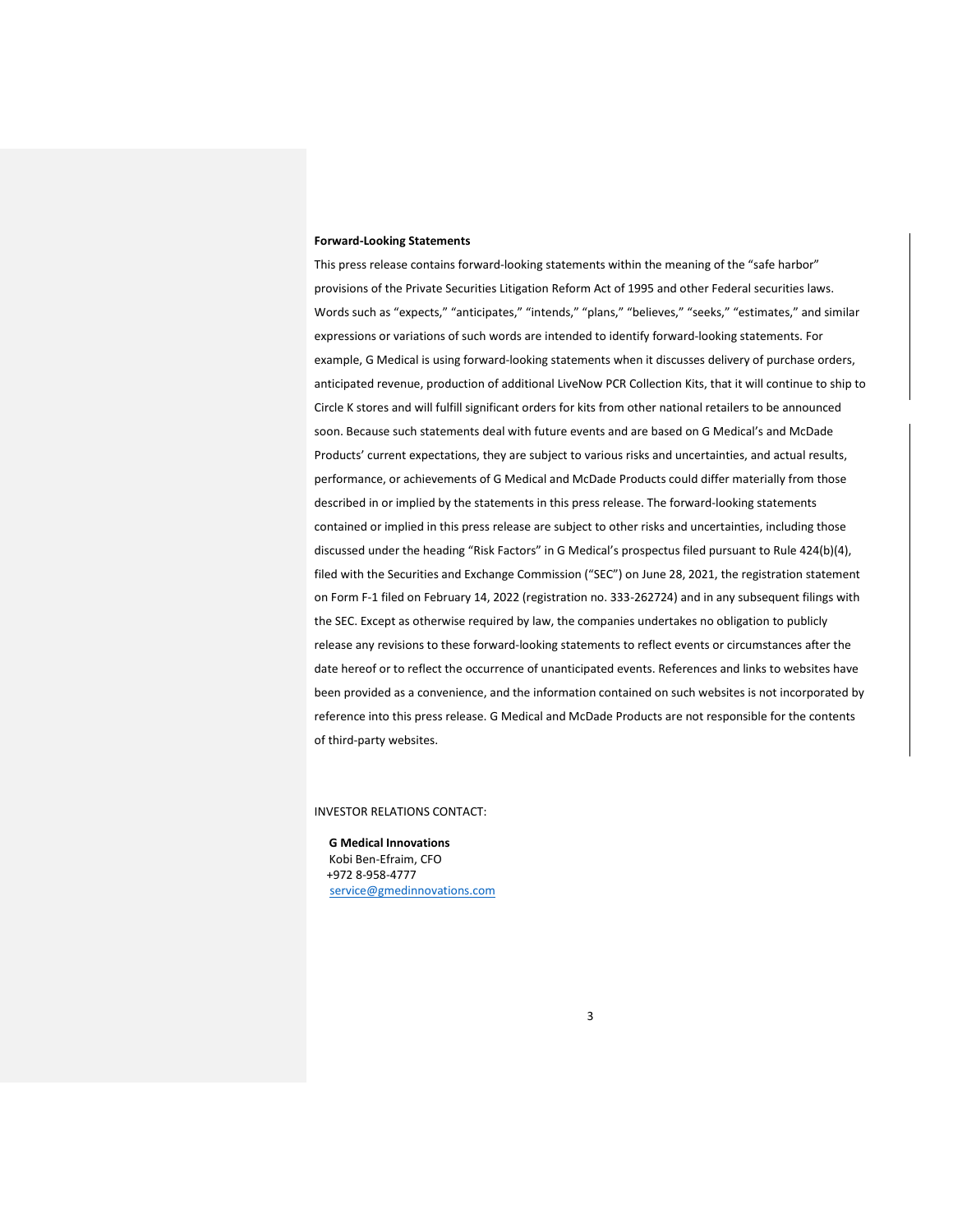**Forward-Looking Statements**

This press release contains forward-looking statements within the meaning of the "safe harbor" provisions of the Private Securities Litigation Reform Act of 1995 and other Federal securities laws. Words such as "expects," "anticipates," "intends," "plans," "believes," "seeks," "estimates," and similar expressions or variations of such words are intended to identify forward-looking statements. For example, G Medical is using forward-looking statements when it discusses delivery of purchase orders, anticipated revenue, production of additional LiveNow PCR Collection Kits, that it will continue to ship to Circle K stores and will fulfill significant orders for kits from other national retailers to be announced soon. Because such statements deal with future events and are based on G Medical's and McDade Products' current expectations, they are subject to various risks and uncertainties, and actual results, performance, or achievements of G Medical and McDade Products could differ materially from those described in or implied by the statements in this press release. The forward-looking statements contained or implied in this press release are subject to other risks and uncertainties, including those discussed under the heading "Risk Factors" in G Medical's prospectus filed pursuant to Rule 424(b)(4), filed with the Securities and Exchange Commission ("SEC") on June 28, 2021, the registration statement on Form F-1 filed on February 14, 2022 (registration no. 333-262724) and in any subsequent filings with the SEC. Except as otherwise required by law, the companies undertakes no obligation to publicly release any revisions to these forward-looking statements to reflect events or circumstances after the date hereof or to reflect the occurrence of unanticipated events. References and links to websites have been provided as a convenience, and the information contained on such websites is not incorporated by reference into this press release. G Medical and McDade Products are not responsible for the contents of third-party websites.

INVESTOR RELATIONS CONTACT:

**G Medical Innovations**
Kobi Ben-Efraim, CFO
+972 8-958-4777
service@gmedinnovations.com